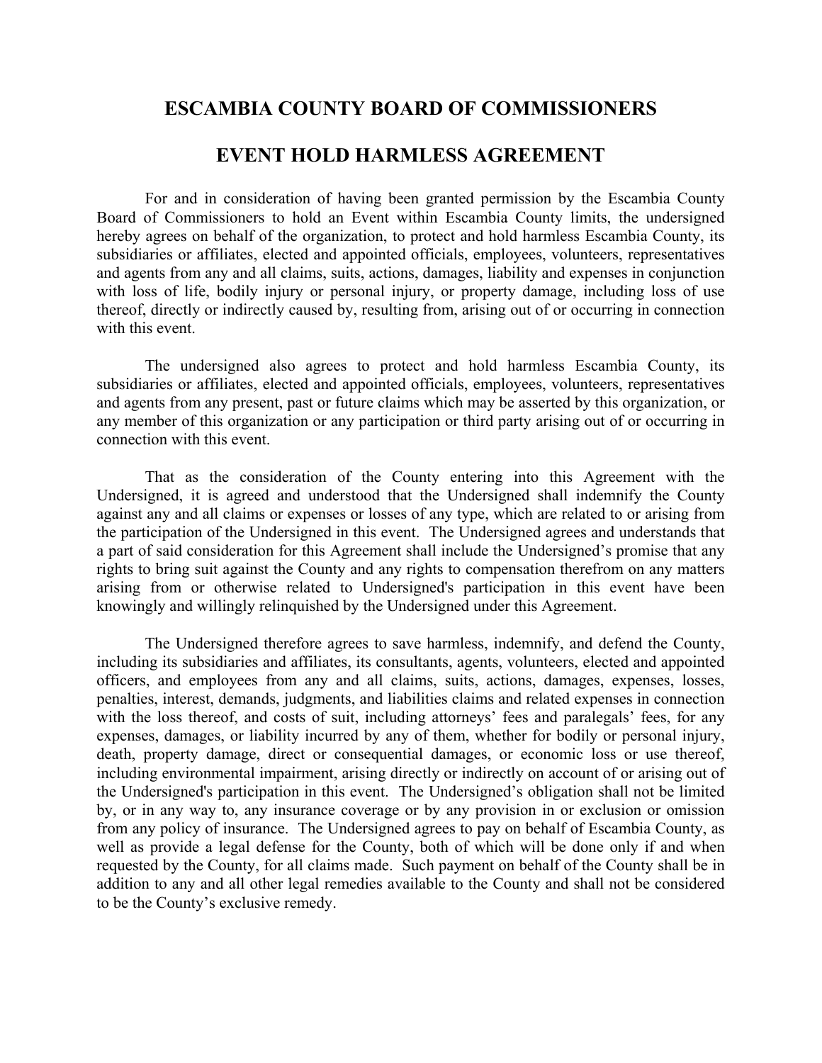# ESCAMBIA COUNTY BOARD OF COMMISSIONERS

# EVENT HOLD HARMLESS AGREEMENT

For and in consideration of having been granted permission by the Escambia County Board of Commissioners to hold an Event within Escambia County limits, the undersigned hereby agrees on behalf of the organization, to protect and hold harmless Escambia County, its subsidiaries or affiliates, elected and appointed officials, employees, volunteers, representatives and agents from any and all claims, suits, actions, damages, liability and expenses in conjunction with loss of life, bodily injury or personal injury, or property damage, including loss of use thereof, directly or indirectly caused by, resulting from, arising out of or occurring in connection with this event.

The undersigned also agrees to protect and hold harmless Escambia County, its subsidiaries or affiliates, elected and appointed officials, employees, volunteers, representatives and agents from any present, past or future claims which may be asserted by this organization, or any member of this organization or any participation or third party arising out of or occurring in connection with this event.

That as the consideration of the County entering into this Agreement with the Undersigned, it is agreed and understood that the Undersigned shall indemnify the County against any and all claims or expenses or losses of any type, which are related to or arising from the participation of the Undersigned in this event. The Undersigned agrees and understands that a part of said consideration for this Agreement shall include the Undersigned's promise that any rights to bring suit against the County and any rights to compensation therefrom on any matters arising from or otherwise related to Undersigned's participation in this event have been knowingly and willingly relinquished by the Undersigned under this Agreement.

The Undersigned therefore agrees to save harmless, indemnify, and defend the County, including its subsidiaries and affiliates, its consultants, agents, volunteers, elected and appointed officers, and employees from any and all claims, suits, actions, damages, expenses, losses, penalties, interest, demands, judgments, and liabilities claims and related expenses in connection with the loss thereof, and costs of suit, including attorneys' fees and paralegals' fees, for any expenses, damages, or liability incurred by any of them, whether for bodily or personal injury, death, property damage, direct or consequential damages, or economic loss or use thereof, including environmental impairment, arising directly or indirectly on account of or arising out of the Undersigned's participation in this event. The Undersigned's obligation shall not be limited by, or in any way to, any insurance coverage or by any provision in or exclusion or omission from any policy of insurance. The Undersigned agrees to pay on behalf of Escambia County, as well as provide a legal defense for the County, both of which will be done only if and when requested by the County, for all claims made. Such payment on behalf of the County shall be in addition to any and all other legal remedies available to the County and shall not be considered to be the County's exclusive remedy.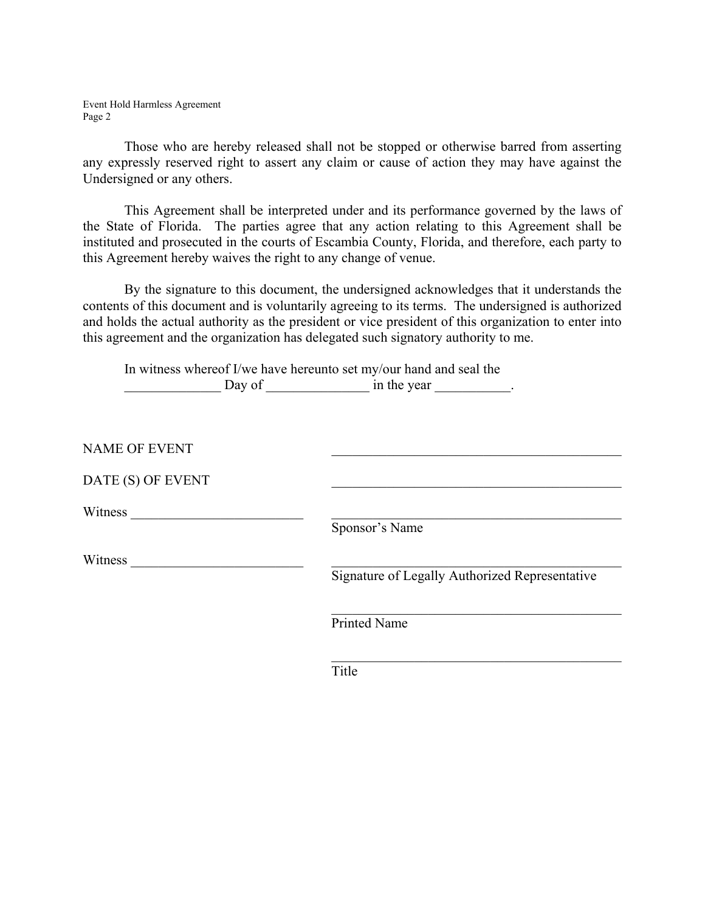Those who are hereby released shall not be stopped or otherwise barred from asserting any expressly reserved right to assert any claim or cause of action they may have against the Undersigned or any others.

This Agreement shall be interpreted under and its performance governed by the laws of the State of Florida. The parties agree that any action relating to this Agreement shall be instituted and prosecuted in the courts of Escambia County, Florida, and therefore, each party to this Agreement hereby waives the right to any change of venue.

By the signature to this document, the undersigned acknowledges that it understands the contents of this document and is voluntarily agreeing to its terms. The undersigned is authorized and holds the actual authority as the president or vice president of this organization to enter into this agreement and the organization has delegated such signatory authority to me.

In witness whereof I/we have hereunto set my/our hand and seal the ______________ Day of _______________ in the year ___________.

NAME OF EVENT ____________________________________________

DATE (S) OF EVENT ____________________________________________

Witness _________________________ ____________________________________________
Sponsor's Name

Witness _________________________ ____________________________________________
Signature of Legally Authorized Representative

____________________________________________
Printed Name

____________________________________________
Title